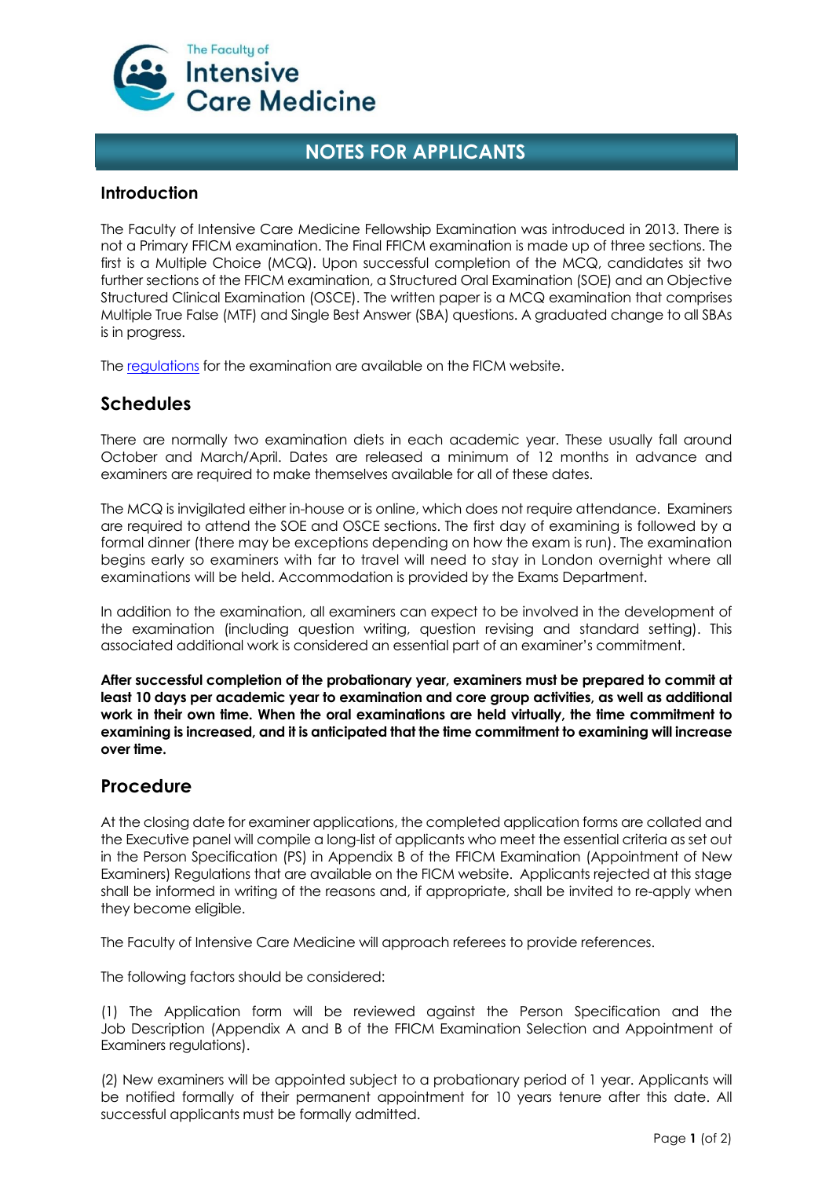The Faculty of Intensive Care Medicine

# NOTES FOR APPLICANTS

## Introduction

The Faculty of Intensive Care Medicine Fellowship Examination was introduced in 2013. There is not a Primary FFICM examination. The Final FFICM examination is made up of three sections. The first is a Multiple Choice (MCQ). Upon successful completion of the MCQ, candidates sit two further sections of the FFICM examination, a Structured Oral Examination (SOE) and an Objective Structured Clinical Examination (OSCE). The written paper is a MCQ examination that comprises Multiple True False (MTF) and Single Best Answer (SBA) questions. A graduated change to all SBAs is in progress.

The regulations for the examination are available on the FICM website.

## Schedules

There are normally two examination diets in each academic year. These usually fall around October and March/April. Dates are released a minimum of 12 months in advance and examiners are required to make themselves available for all of these dates.

The MCQ is invigilated either in-house or is online, which does not require attendance. Examiners are required to attend the SOE and OSCE sections. The first day of examining is followed by a formal dinner (there may be exceptions depending on how the exam is run). The examination begins early so examiners with far to travel will need to stay in London overnight where all examinations will be held. Accommodation is provided by the Exams Department.

In addition to the examination, all examiners can expect to be involved in the development of the examination (including question writing, question revising and standard setting). This associated additional work is considered an essential part of an examiner's commitment.

**After successful completion of the probationary year, examiners must be prepared to commit at least 10 days per academic year to examination and core group activities, as well as additional work in their own time. When the oral examinations are held virtually, the time commitment to examining is increased, and it is anticipated that the time commitment to examining will increase over time.**

## Procedure

At the closing date for examiner applications, the completed application forms are collated and the Executive panel will compile a long-list of applicants who meet the essential criteria as set out in the Person Specification (PS) in Appendix B of the FFICM Examination (Appointment of New Examiners) Regulations that are available on the FICM website. Applicants rejected at this stage shall be informed in writing of the reasons and, if appropriate, shall be invited to re-apply when they become eligible.

The Faculty of Intensive Care Medicine will approach referees to provide references.

The following factors should be considered:

(1) The Application form will be reviewed against the Person Specification and the Job Description (Appendix A and B of the FFICM Examination Selection and Appointment of Examiners regulations).

(2) New examiners will be appointed subject to a probationary period of 1 year. Applicants will be notified formally of their permanent appointment for 10 years tenure after this date. All successful applicants must be formally admitted.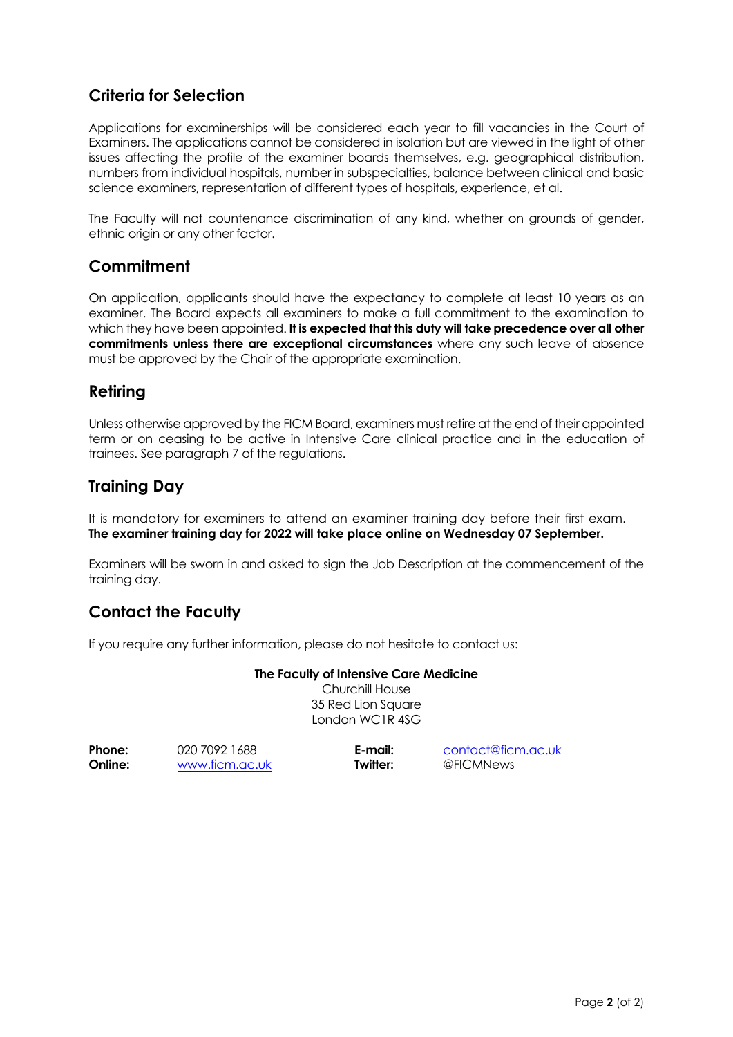## Criteria for Selection

Applications for examinerships will be considered each year to fill vacancies in the Court of Examiners. The applications cannot be considered in isolation but are viewed in the light of other issues affecting the profile of the examiner boards themselves, e.g. geographical distribution, numbers from individual hospitals, number in subspecialties, balance between clinical and basic science examiners, representation of different types of hospitals, experience, et al.

The Faculty will not countenance discrimination of any kind, whether on grounds of gender, ethnic origin or any other factor.

## Commitment

On application, applicants should have the expectancy to complete at least 10 years as an examiner. The Board expects all examiners to make a full commitment to the examination to which they have been appointed. **It is expected that this duty will take precedence over all other commitments unless there are exceptional circumstances** where any such leave of absence must be approved by the Chair of the appropriate examination.

## Retiring

Unless otherwise approved by the FICM Board, examiners must retire at the end of their appointed term or on ceasing to be active in Intensive Care clinical practice and in the education of trainees. See paragraph 7 of the regulations.

## Training Day

It is mandatory for examiners to attend an examiner training day before their first exam.
**The examiner training day for 2022 will take place online on Wednesday 07 September.**

Examiners will be sworn in and asked to sign the Job Description at the commencement of the training day.

## Contact the Faculty

If you require any further information, please do not hesitate to contact us:

**The Faculty of Intensive Care Medicine**
Churchill House
35 Red Lion Square
London WC1R 4SG

| | | | |
|---|---|---|---|
| **Phone:** | 020 7092 1688 | **E-mail:** | contact@ficm.ac.uk |
| **Online:** | www.ficm.ac.uk | **Twitter:** | @FICMNews |